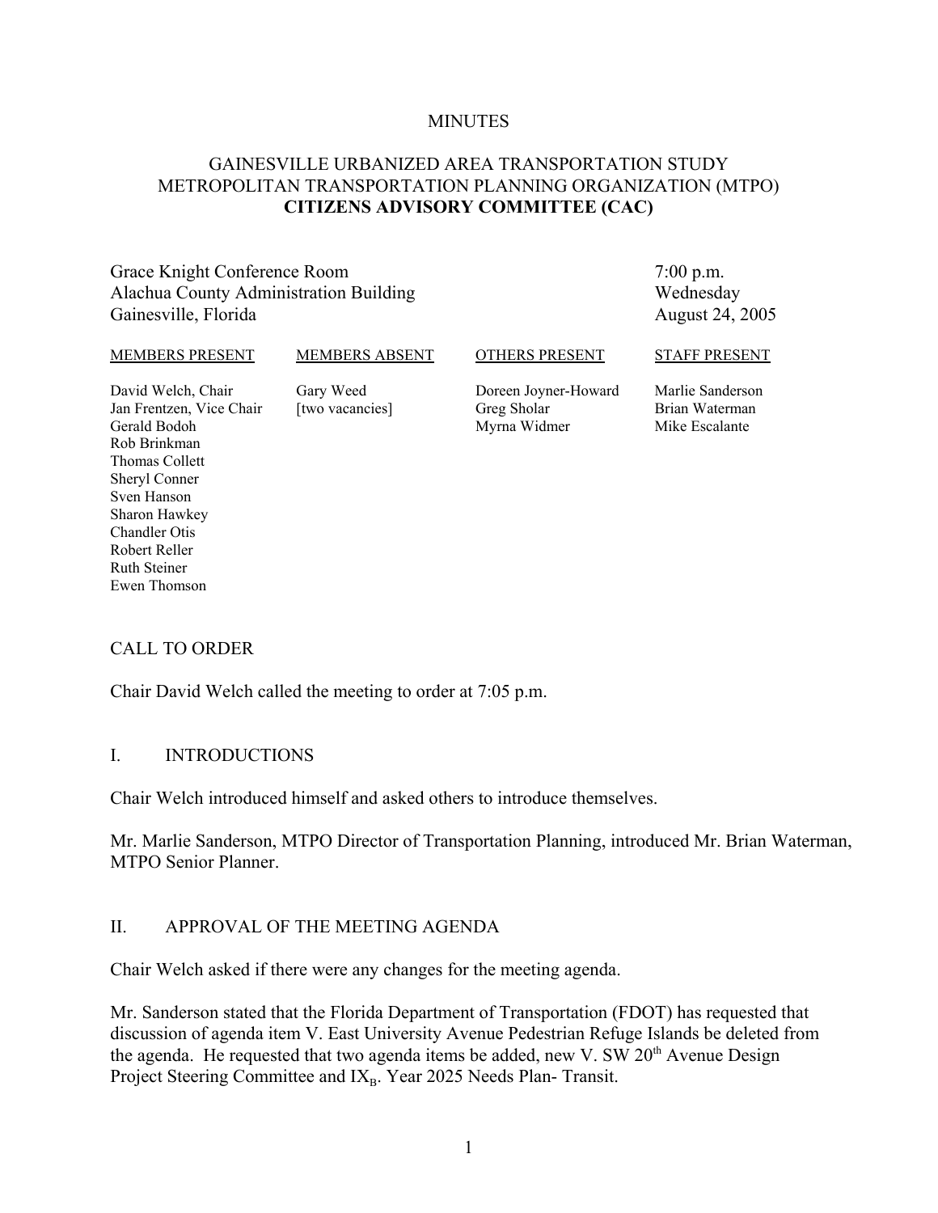MINUTES

# GAINESVILLE URBANIZED AREA TRANSPORTATION STUDY METROPOLITAN TRANSPORTATION PLANNING ORGANIZATION (MTPO) **CITIZENS ADVISORY COMMITTEE (CAC)**

Grace Knight Conference Room
Alachua County Administration Building
Gainesville, Florida

7:00 p.m.
Wednesday
August 24, 2005

| MEMBERS PRESENT | MEMBERS ABSENT | OTHERS PRESENT | STAFF PRESENT |
|---|---|---|---|
| David Welch, Chair | Gary Weed | Doreen Joyner-Howard | Marlie Sanderson |
| Jan Frentzen, Vice Chair | [two vacancies] | Greg Sholar | Brian Waterman |
| Gerald Bodoh | | Myrna Widmer | Mike Escalante |
| Rob Brinkman | | | |
| Thomas Collett | | | |
| Sheryl Conner | | | |
| Sven Hanson | | | |
| Sharon Hawkey | | | |
| Chandler Otis | | | |
| Robert Reller | | | |
| Ruth Steiner | | | |
| Ewen Thomson | | | |

## CALL TO ORDER

Chair David Welch called the meeting to order at 7:05 p.m.

## I. INTRODUCTIONS

Chair Welch introduced himself and asked others to introduce themselves.

Mr. Marlie Sanderson, MTPO Director of Transportation Planning, introduced Mr. Brian Waterman, MTPO Senior Planner.

## II. APPROVAL OF THE MEETING AGENDA

Chair Welch asked if there were any changes for the meeting agenda.

Mr. Sanderson stated that the Florida Department of Transportation (FDOT) has requested that discussion of agenda item V. East University Avenue Pedestrian Refuge Islands be deleted from the agenda. He requested that two agenda items be added, new V. SW 20th Avenue Design Project Steering Committee and $IX_B$. Year 2025 Needs Plan- Transit.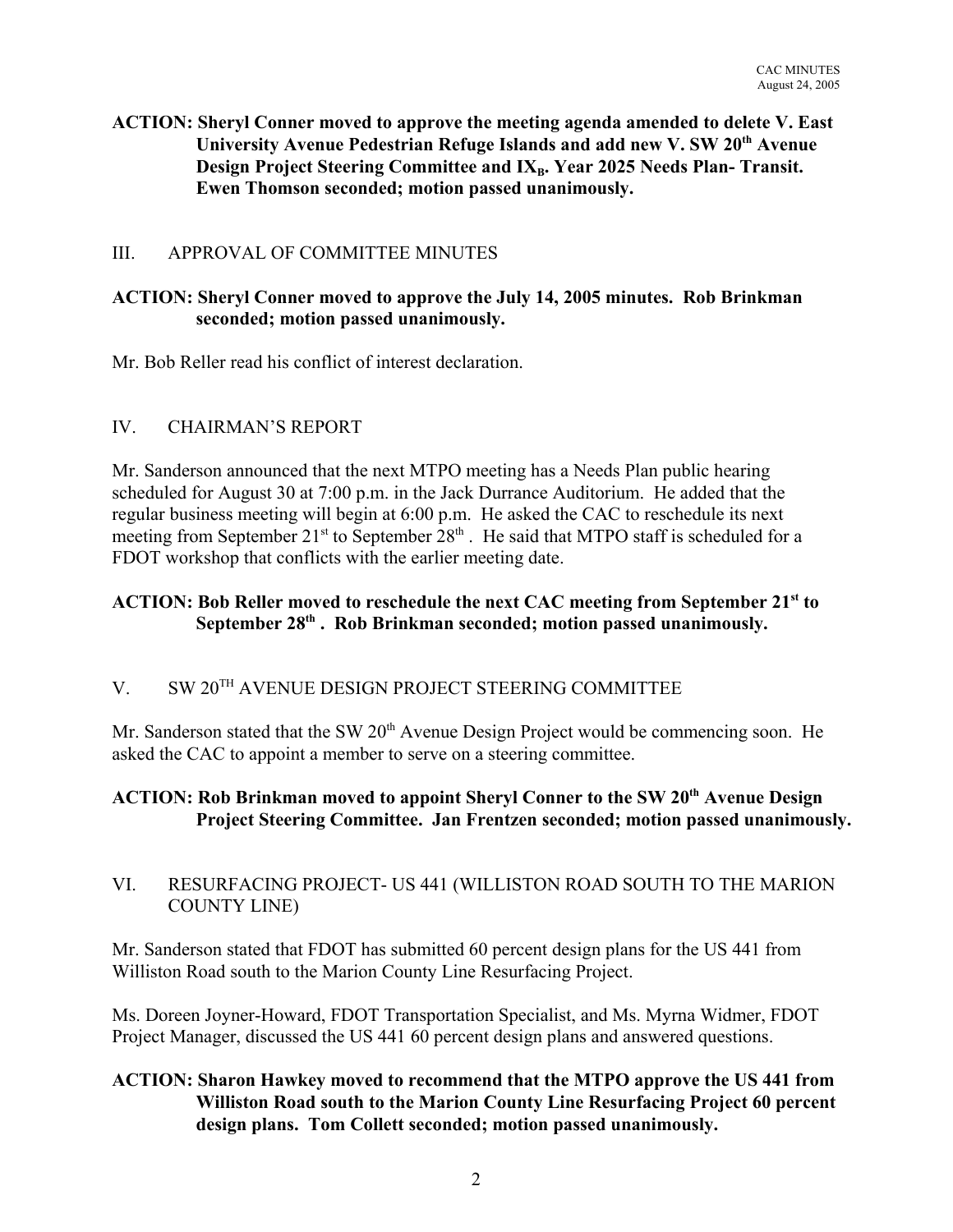**ACTION: Sheryl Conner moved to approve the meeting agenda amended to delete V. East University Avenue Pedestrian Refuge Islands and add new V. SW 20th Avenue Design Project Steering Committee and IX$_B$. Year 2025 Needs Plan- Transit. Ewen Thomson seconded; motion passed unanimously.**

## III. APPROVAL OF COMMITTEE MINUTES

**ACTION: Sheryl Conner moved to approve the July 14, 2005 minutes. Rob Brinkman seconded; motion passed unanimously.**

Mr. Bob Reller read his conflict of interest declaration.

## IV. CHAIRMAN'S REPORT

Mr. Sanderson announced that the next MTPO meeting has a Needs Plan public hearing scheduled for August 30 at 7:00 p.m. in the Jack Durrance Auditorium. He added that the regular business meeting will begin at 6:00 p.m. He asked the CAC to reschedule its next meeting from September 21st to September 28th. He said that MTPO staff is scheduled for a FDOT workshop that conflicts with the earlier meeting date.

**ACTION: Bob Reller moved to reschedule the next CAC meeting from September 21st to September 28th. Rob Brinkman seconded; motion passed unanimously.**

## V. SW 20TH AVENUE DESIGN PROJECT STEERING COMMITTEE

Mr. Sanderson stated that the SW 20th Avenue Design Project would be commencing soon. He asked the CAC to appoint a member to serve on a steering committee.

**ACTION: Rob Brinkman moved to appoint Sheryl Conner to the SW 20th Avenue Design Project Steering Committee. Jan Frentzen seconded; motion passed unanimously.**

## VI. RESURFACING PROJECT- US 441 (WILLISTON ROAD SOUTH TO THE MARION COUNTY LINE)

Mr. Sanderson stated that FDOT has submitted 60 percent design plans for the US 441 from Williston Road south to the Marion County Line Resurfacing Project.

Ms. Doreen Joyner-Howard, FDOT Transportation Specialist, and Ms. Myrna Widmer, FDOT Project Manager, discussed the US 441 60 percent design plans and answered questions.

**ACTION: Sharon Hawkey moved to recommend that the MTPO approve the US 441 from Williston Road south to the Marion County Line Resurfacing Project 60 percent design plans. Tom Collett seconded; motion passed unanimously.**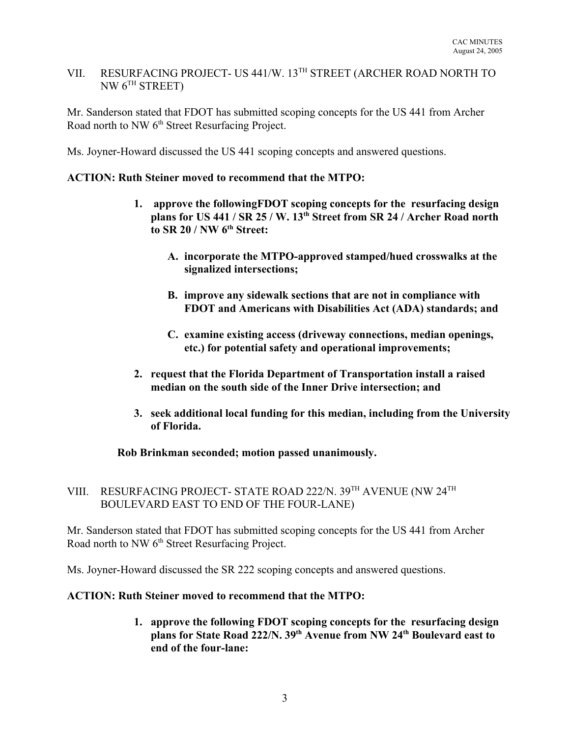## VII. RESURFACING PROJECT- US 441/W. 13TH STREET (ARCHER ROAD NORTH TO NW 6TH STREET)

Mr. Sanderson stated that FDOT has submitted scoping concepts for the US 441 from Archer Road north to NW 6th Street Resurfacing Project.

Ms. Joyner-Howard discussed the US 441 scoping concepts and answered questions.

**ACTION: Ruth Steiner moved to recommend that the MTPO:**

1. **approve the followingFDOT scoping concepts for the resurfacing design plans for US 441 / SR 25 / W. 13th Street from SR 24 / Archer Road north to SR 20 / NW 6th Street:**

    A. **incorporate the MTPO-approved stamped/hued crosswalks at the signalized intersections;**

    B. **improve any sidewalk sections that are not in compliance with FDOT and Americans with Disabilities Act (ADA) standards; and**

    C. **examine existing access (driveway connections, median openings, etc.) for potential safety and operational improvements;**

2. **request that the Florida Department of Transportation install a raised median on the south side of the Inner Drive intersection; and**

3. **seek additional local funding for this median, including from the University of Florida.**

**Rob Brinkman seconded; motion passed unanimously.**

## VIII. RESURFACING PROJECT- STATE ROAD 222/N. 39TH AVENUE (NW 24TH BOULEVARD EAST TO END OF THE FOUR-LANE)

Mr. Sanderson stated that FDOT has submitted scoping concepts for the US 441 from Archer Road north to NW 6th Street Resurfacing Project.

Ms. Joyner-Howard discussed the SR 222 scoping concepts and answered questions.

**ACTION: Ruth Steiner moved to recommend that the MTPO:**

1. **approve the following FDOT scoping concepts for the resurfacing design plans for State Road 222/N. 39th Avenue from NW 24th Boulevard east to end of the four-lane:**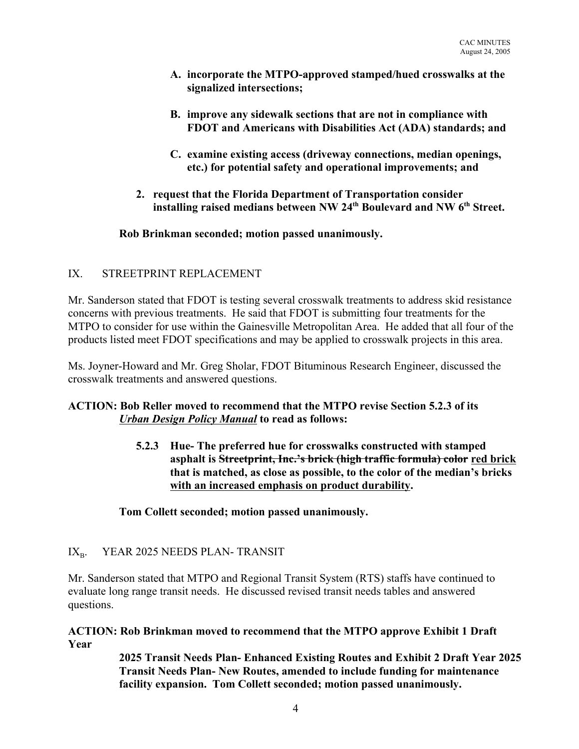**A. incorporate the MTPO-approved stamped/hued crosswalks at the signalized intersections;**

**B. improve any sidewalk sections that are not in compliance with FDOT and Americans with Disabilities Act (ADA) standards; and**

**C. examine existing access (driveway connections, median openings, etc.) for potential safety and operational improvements; and**

**2. request that the Florida Department of Transportation consider installing raised medians between NW 24th Boulevard and NW 6th Street.**

**Rob Brinkman seconded; motion passed unanimously.**

## IX. STREETPRINT REPLACEMENT

Mr. Sanderson stated that FDOT is testing several crosswalk treatments to address skid resistance concerns with previous treatments. He said that FDOT is submitting four treatments for the MTPO to consider for use within the Gainesville Metropolitan Area. He added that all four of the products listed meet FDOT specifications and may be applied to crosswalk projects in this area.

Ms. Joyner-Howard and Mr. Greg Sholar, FDOT Bituminous Research Engineer, discussed the crosswalk treatments and answered questions.

**ACTION: Bob Reller moved to recommend that the MTPO revise Section 5.2.3 of its *Urban Design Policy Manual* to read as follows:**

**5.2.3 Hue- The preferred hue for crosswalks constructed with stamped asphalt is ~~Streetprint, Inc.'s brick (high traffic formula) color~~ red brick that is matched, as close as possible, to the color of the median's bricks with an increased emphasis on product durability.**

**Tom Collett seconded; motion passed unanimously.**

## IX$_B$. YEAR 2025 NEEDS PLAN- TRANSIT

Mr. Sanderson stated that MTPO and Regional Transit System (RTS) staffs have continued to evaluate long range transit needs. He discussed revised transit needs tables and answered questions.

**ACTION: Rob Brinkman moved to recommend that the MTPO approve Exhibit 1 Draft Year 2025 Transit Needs Plan- Enhanced Existing Routes and Exhibit 2 Draft Year 2025 Transit Needs Plan- New Routes, amended to include funding for maintenance facility expansion. Tom Collett seconded; motion passed unanimously.**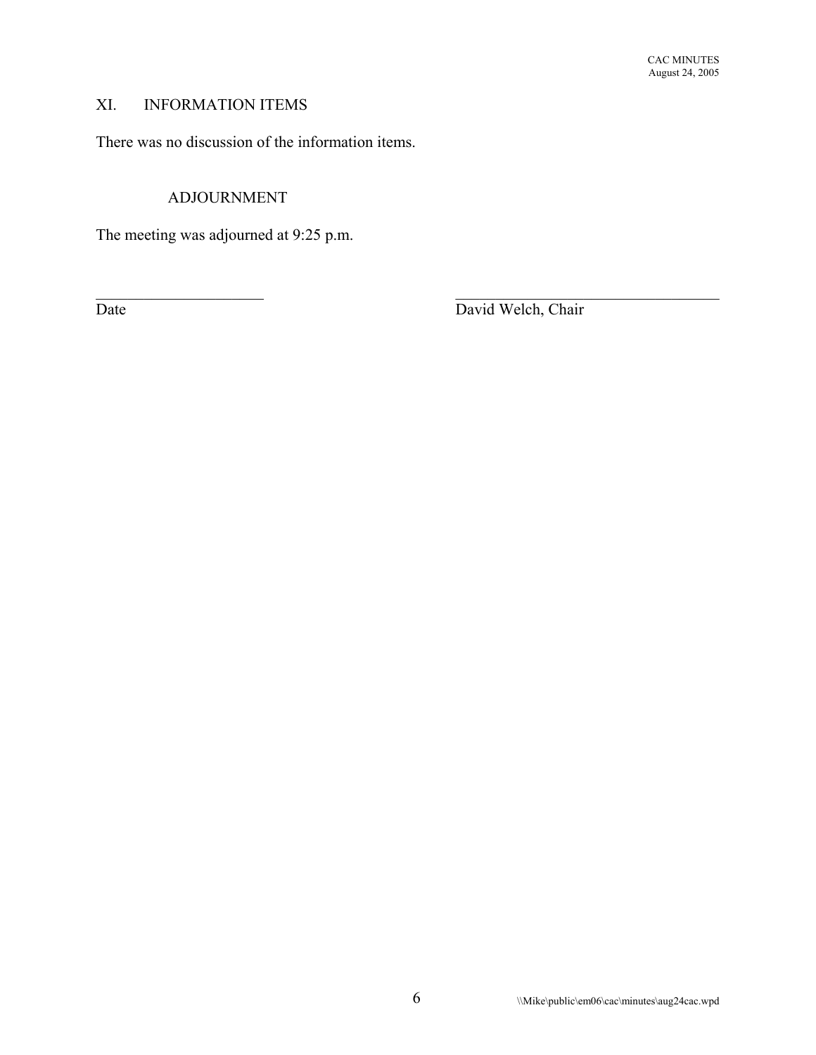## XI. INFORMATION ITEMS

There was no discussion of the information items.

## ADJOURNMENT

The meeting was adjourned at 9:25 p.m.

______________________ &nbsp;&nbsp;&nbsp;&nbsp;&nbsp;&nbsp;&nbsp;&nbsp; ____________________________________

Date &nbsp;&nbsp;&nbsp;&nbsp;&nbsp;&nbsp;&nbsp;&nbsp;&nbsp;&nbsp;&nbsp;&nbsp;&nbsp;&nbsp;&nbsp;&nbsp;&nbsp;&nbsp;&nbsp;&nbsp;&nbsp;&nbsp;&nbsp;&nbsp;&nbsp;&nbsp;&nbsp;&nbsp;&nbsp;&nbsp;&nbsp;&nbsp;&nbsp;&nbsp;&nbsp;&nbsp;&nbsp;&nbsp; David Welch, Chair

\\Mike\public\em06\cac\minutes\aug24cac.wpd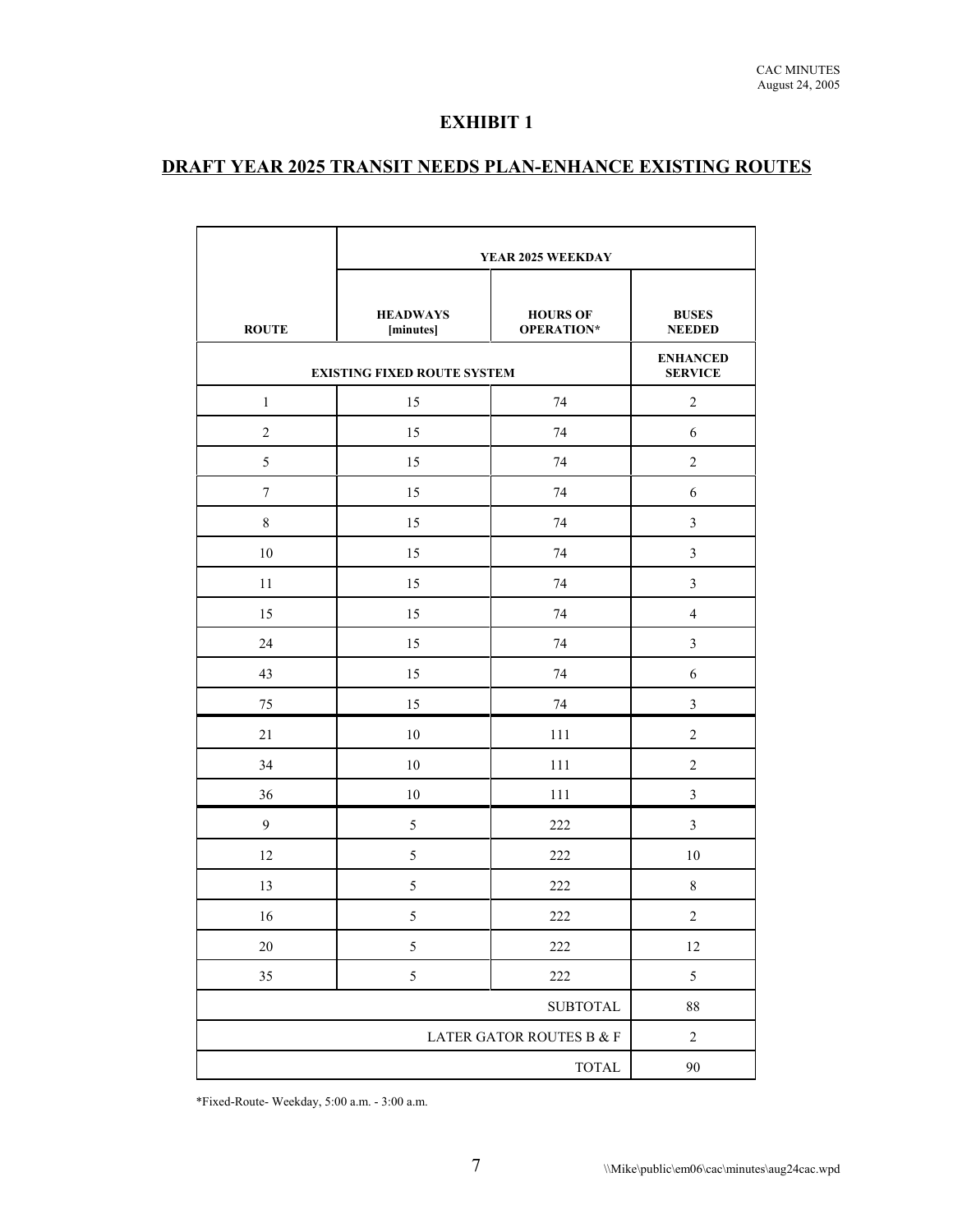# EXHIBIT 1

## DRAFT YEAR 2025 TRANSIT NEEDS PLAN-ENHANCE EXISTING ROUTES

| ROUTE | YEAR 2025 WEEKDAY | | |
|---|---|---|---|
| | HEADWAYS [minutes] | HOURS OF OPERATION* | BUSES NEEDED |
| EXISTING FIXED ROUTE SYSTEM | | | ENHANCED SERVICE |
| 1 | 15 | 74 | 2 |
| 2 | 15 | 74 | 6 |
| 5 | 15 | 74 | 2 |
| 7 | 15 | 74 | 6 |
| 8 | 15 | 74 | 3 |
| 10 | 15 | 74 | 3 |
| 11 | 15 | 74 | 3 |
| 15 | 15 | 74 | 4 |
| 24 | 15 | 74 | 3 |
| 43 | 15 | 74 | 6 |
| 75 | 15 | 74 | 3 |
| 21 | 10 | 111 | 2 |
| 34 | 10 | 111 | 2 |
| 36 | 10 | 111 | 3 |
| 9 | 5 | 222 | 3 |
| 12 | 5 | 222 | 10 |
| 13 | 5 | 222 | 8 |
| 16 | 5 | 222 | 2 |
| 20 | 5 | 222 | 12 |
| 35 | 5 | 222 | 5 |
| | | SUBTOTAL | 88 |
| | | LATER GATOR ROUTES B & F | 2 |
| | | TOTAL | 90 |

*Fixed-Route- Weekday, 5:00 a.m. - 3:00 a.m.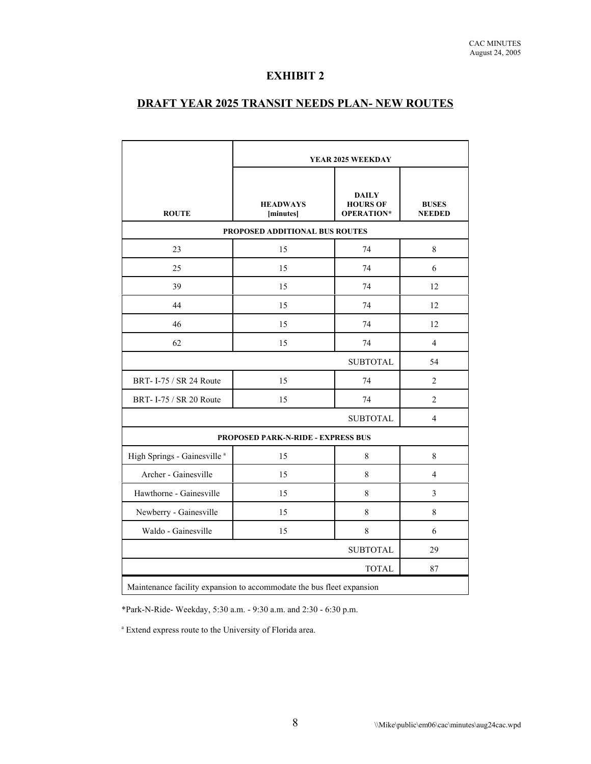# EXHIBIT 2

## DRAFT YEAR 2025 TRANSIT NEEDS PLAN- NEW ROUTES

| ROUTE | YEAR 2025 WEEKDAY HEADWAYS [minutes] | DAILY HOURS OF OPERATION* | BUSES NEEDED |
|---|---|---|---|
| **PROPOSED ADDITIONAL BUS ROUTES** | | | |
| 23 | 15 | 74 | 8 |
| 25 | 15 | 74 | 6 |
| 39 | 15 | 74 | 12 |
| 44 | 15 | 74 | 12 |
| 46 | 15 | 74 | 12 |
| 62 | 15 | 74 | 4 |
| | | SUBTOTAL | 54 |
| BRT- I-75 / SR 24 Route | 15 | 74 | 2 |
| BRT- I-75 / SR 20 Route | 15 | 74 | 2 |
| | | SUBTOTAL | 4 |
| **PROPOSED PARK-N-RIDE - EXPRESS BUS** | | | |
| High Springs - Gainesville [a] | 15 | 8 | 8 |
| Archer - Gainesville | 15 | 8 | 4 |
| Hawthorne - Gainesville | 15 | 8 | 3 |
| Newberry - Gainesville | 15 | 8 | 8 |
| Waldo - Gainesville | 15 | 8 | 6 |
| | | SUBTOTAL | 29 |
| | | TOTAL | 87 |
| Maintenance facility expansion to accommodate the bus fleet expansion | | | |

*Park-N-Ride- Weekday, 5:30 a.m. - 9:30 a.m. and 2:30 - 6:30 p.m.

[a] Extend express route to the University of Florida area.